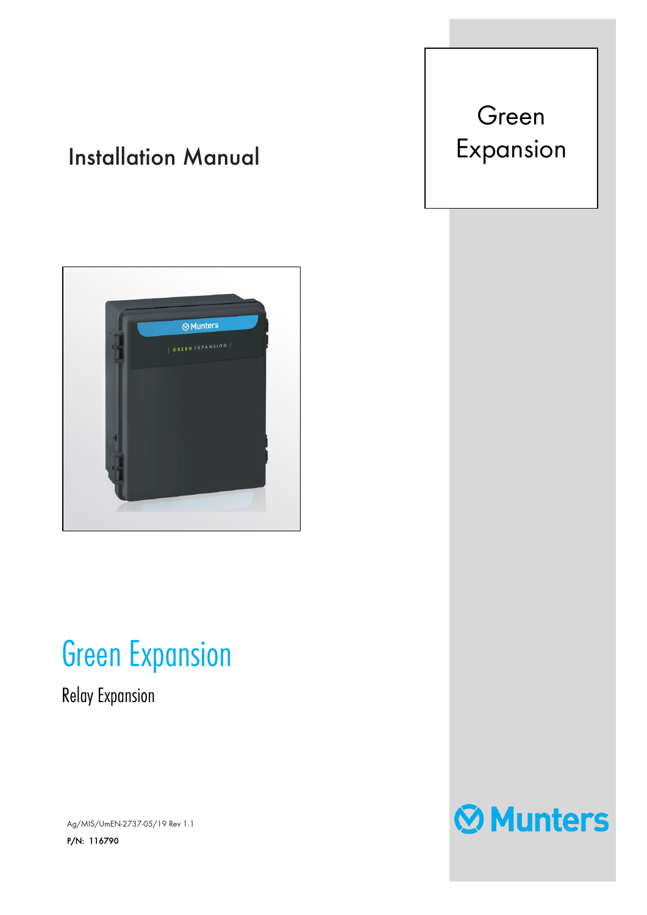Installation Manual

# Green Expansion

Green Expansion

Relay Expansion

Ag/MIS/UmEN-2737-05/19 Rev 1.1

P/N: 116790

Munters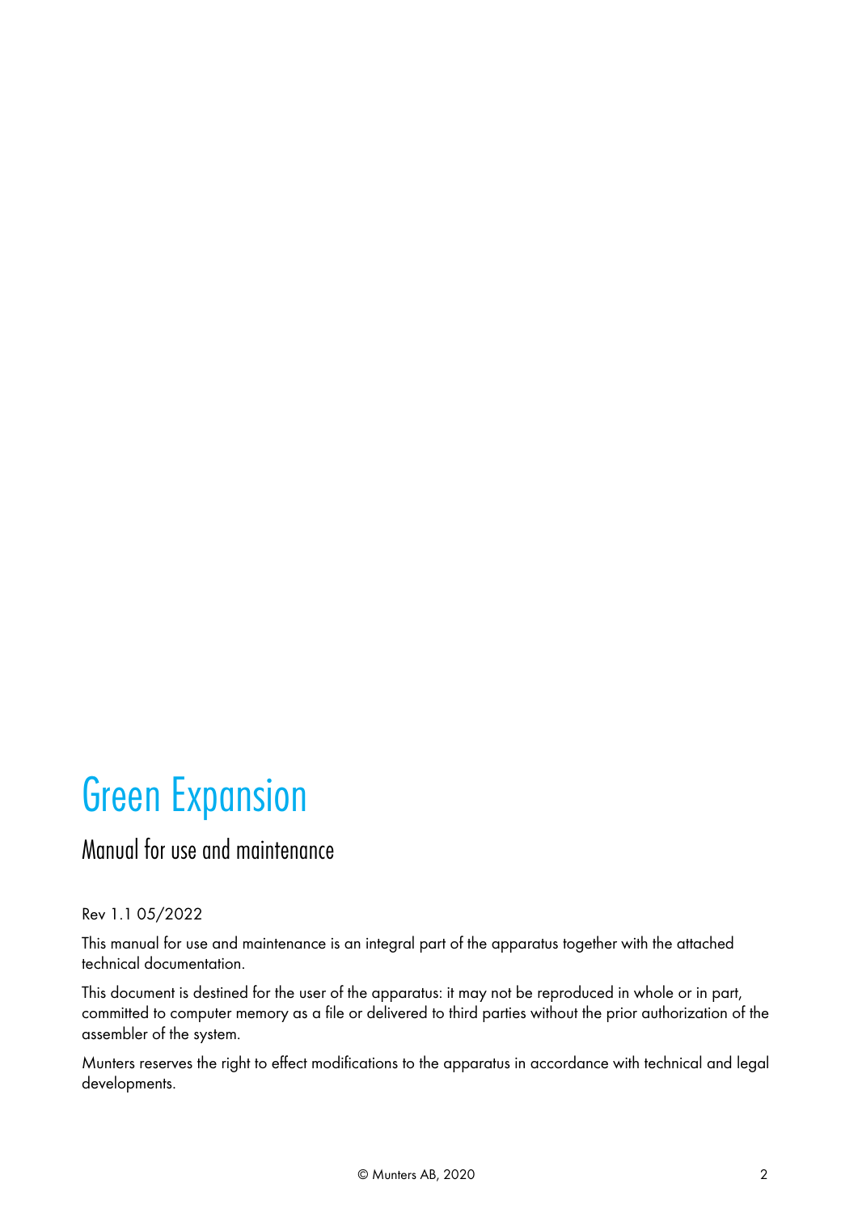# Green Expansion

## Manual for use and maintenance

Rev 1.1 05/2022

This manual for use and maintenance is an integral part of the apparatus together with the attached technical documentation.

This document is destined for the user of the apparatus: it may not be reproduced in whole or in part, committed to computer memory as a file or delivered to third parties without the prior authorization of the assembler of the system.

Munters reserves the right to effect modifications to the apparatus in accordance with technical and legal developments.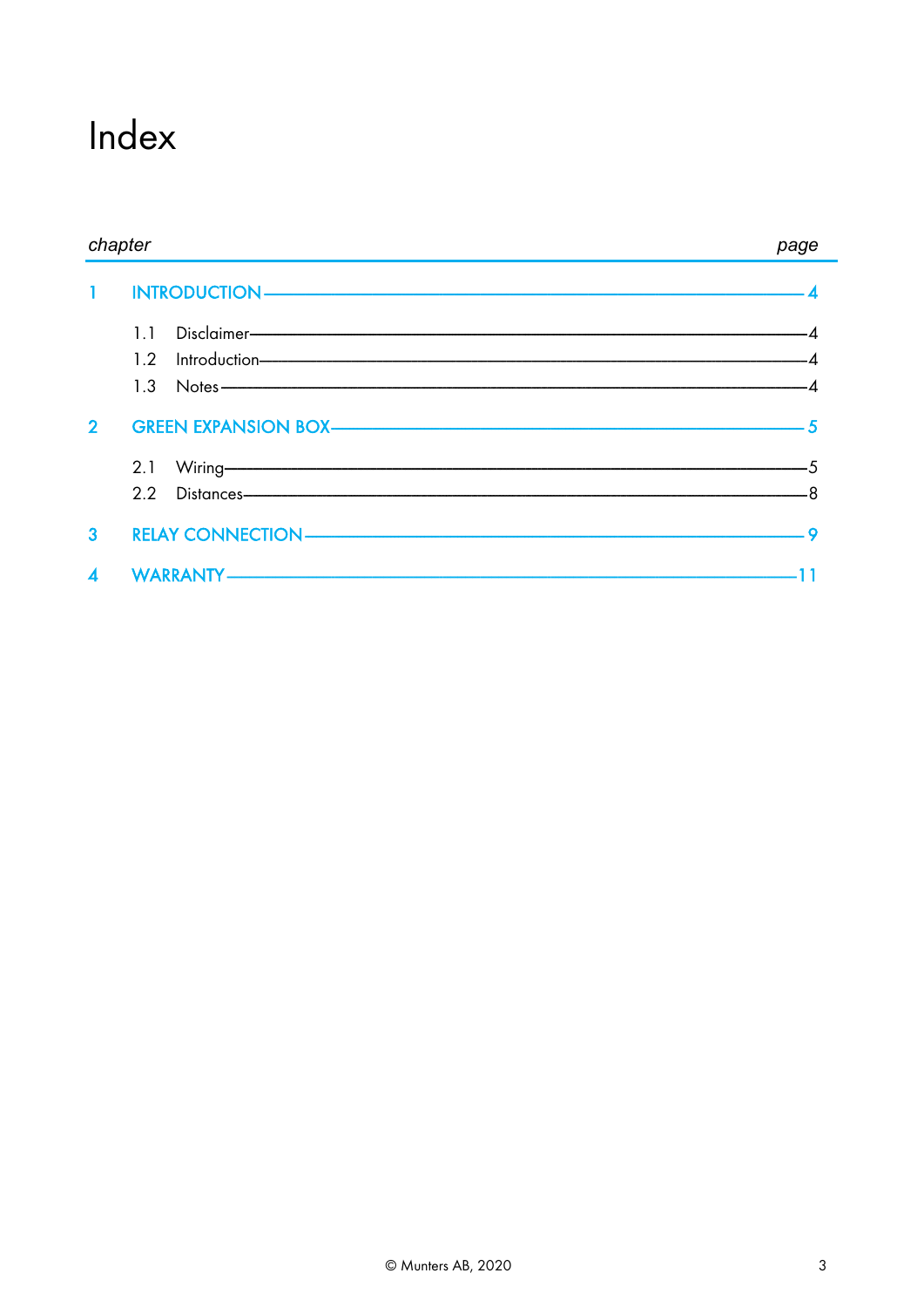# Index

| *chapter* | | *page* |
|---|---|---|
| 1 | INTRODUCTION | 4 |
| | 1.1 Disclaimer | 4 |
| | 1.2 Introduction | 4 |
| | 1.3 Notes | 4 |
| 2 | GREEN EXPANSION BOX | 5 |
| | 2.1 Wiring | 5 |
| | 2.2 Distances | 8 |
| 3 | RELAY CONNECTION | 9 |
| 4 | WARRANTY | 11 |

© Munters AB, 2020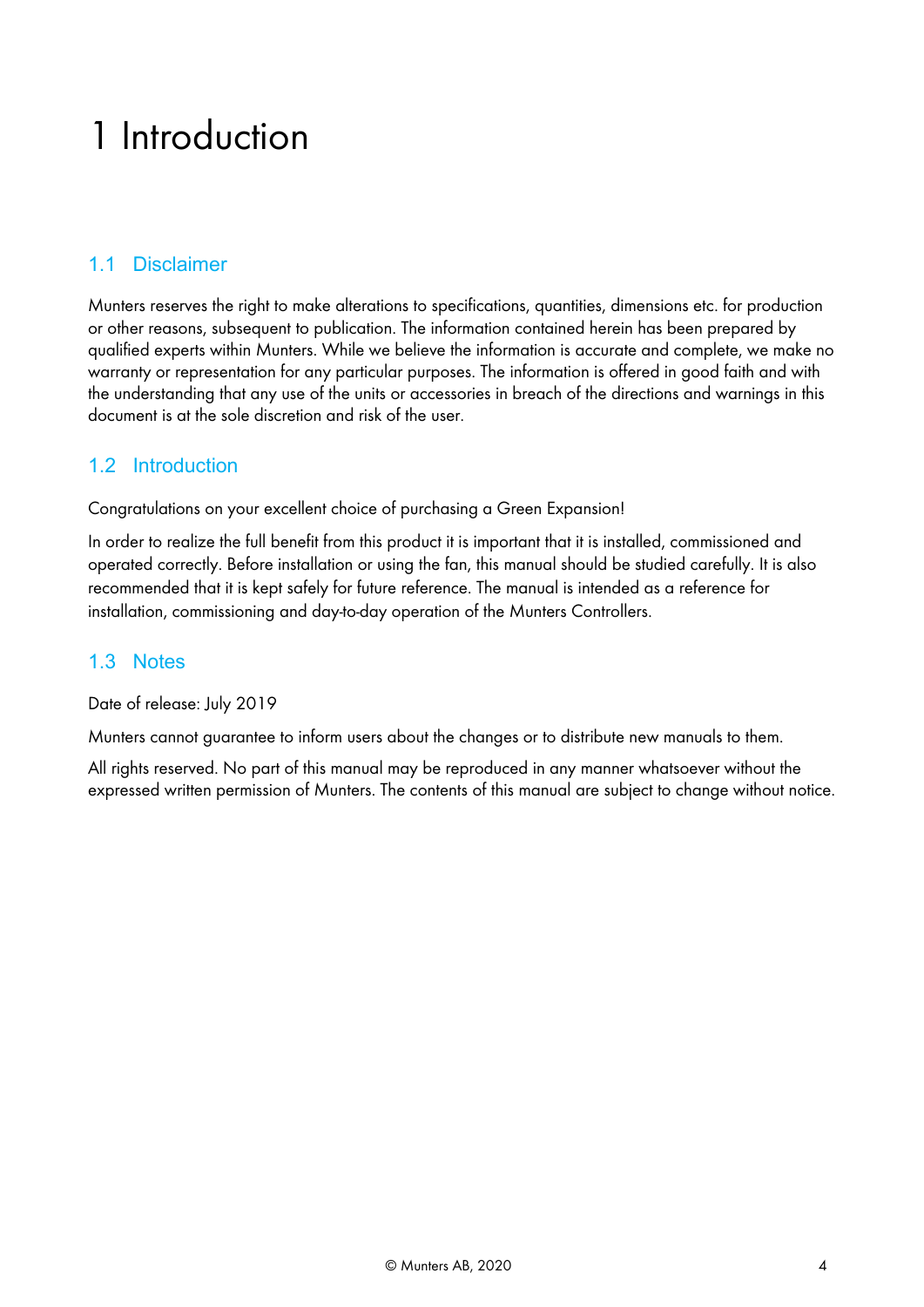# 1 Introduction

## 1.1 Disclaimer

Munters reserves the right to make alterations to specifications, quantities, dimensions etc. for production or other reasons, subsequent to publication. The information contained herein has been prepared by qualified experts within Munters. While we believe the information is accurate and complete, we make no warranty or representation for any particular purposes. The information is offered in good faith and with the understanding that any use of the units or accessories in breach of the directions and warnings in this document is at the sole discretion and risk of the user.

## 1.2 Introduction

Congratulations on your excellent choice of purchasing a Green Expansion!

In order to realize the full benefit from this product it is important that it is installed, commissioned and operated correctly. Before installation or using the fan, this manual should be studied carefully. It is also recommended that it is kept safely for future reference. The manual is intended as a reference for installation, commissioning and day-to-day operation of the Munters Controllers.

## 1.3 Notes

Date of release: July 2019

Munters cannot guarantee to inform users about the changes or to distribute new manuals to them.

All rights reserved. No part of this manual may be reproduced in any manner whatsoever without the expressed written permission of Munters. The contents of this manual are subject to change without notice.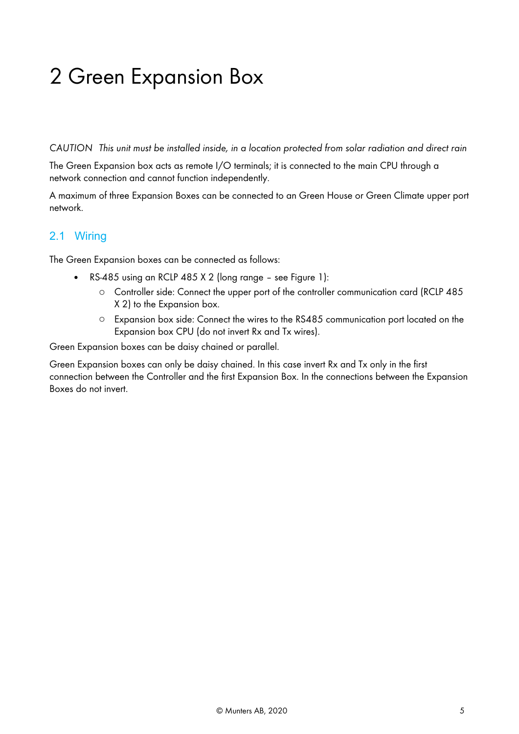# 2 Green Expansion Box

*CAUTION This unit must be installed inside, in a location protected from solar radiation and direct rain*

The Green Expansion box acts as remote I/O terminals; it is connected to the main CPU through a network connection and cannot function independently.

A maximum of three Expansion Boxes can be connected to an Green House or Green Climate upper port network.

## 2.1 Wiring

The Green Expansion boxes can be connected as follows:

- RS-485 using an RCLP 485 X 2 (long range – see Figure 1):
  - Controller side: Connect the upper port of the controller communication card (RCLP 485 X 2) to the Expansion box.
  - Expansion box side: Connect the wires to the RS485 communication port located on the Expansion box CPU (do not invert Rx and Tx wires).

Green Expansion boxes can be daisy chained or parallel.

Green Expansion boxes can only be daisy chained. In this case invert Rx and Tx only in the first connection between the Controller and the first Expansion Box. In the connections between the Expansion Boxes do not invert.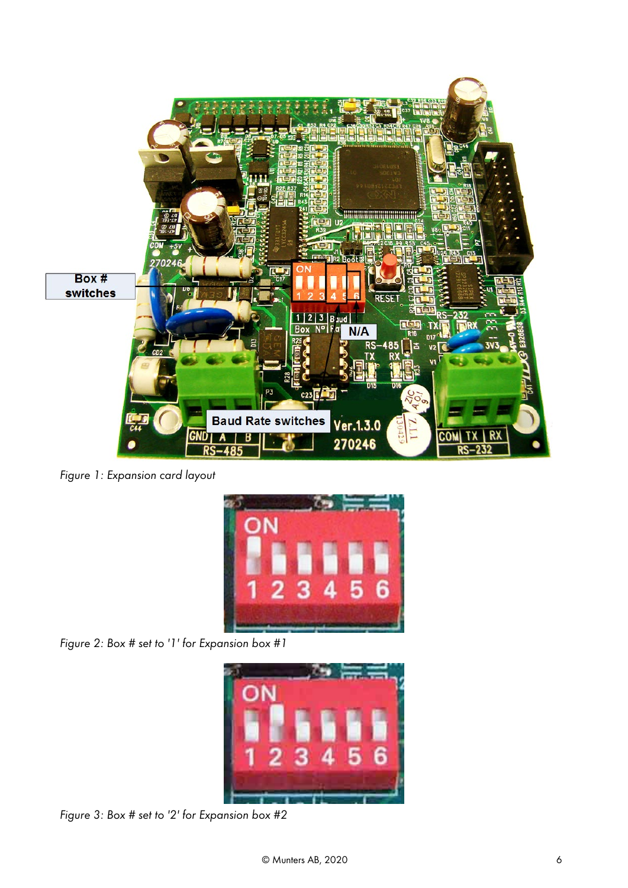*Figure 1: Expansion card layout*

*Figure 2: Box # set to '1' for Expansion box #1*

*Figure 3: Box # set to '2' for Expansion box #2*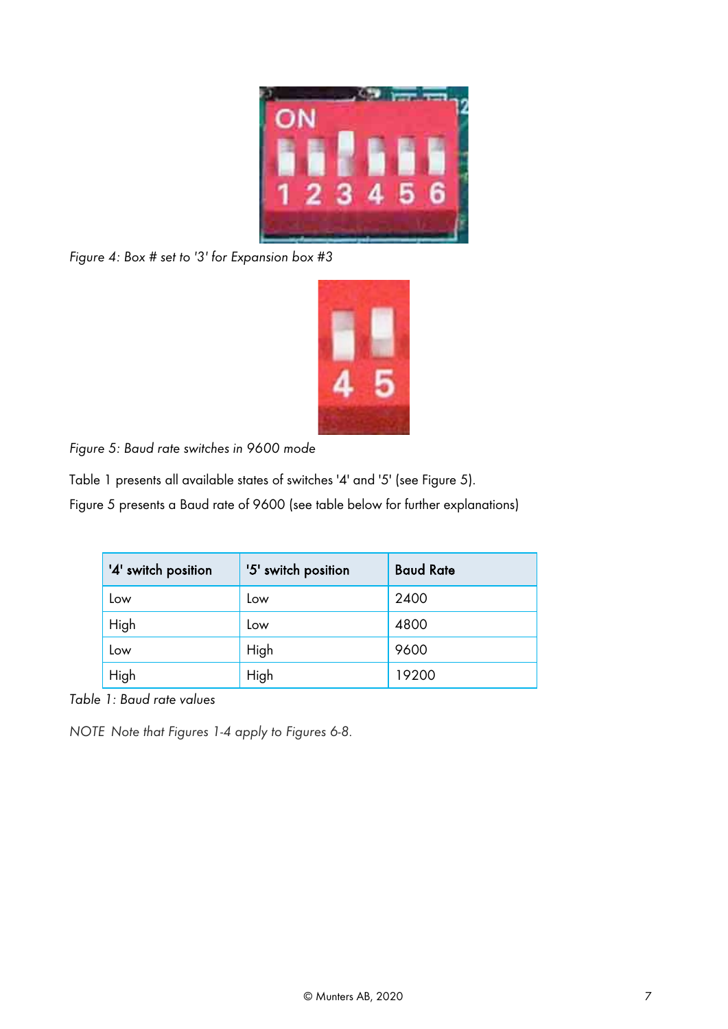*Figure 4: Box # set to '3' for Expansion box #3*

*Figure 5: Baud rate switches in 9600 mode*

Table 1 presents all available states of switches '4' and '5' (see Figure 5).

Figure 5 presents a Baud rate of 9600 (see table below for further explanations)

| '4' switch position | '5' switch position | Baud Rate |
|---|---|---|
| Low | Low | 2400 |
| High | Low | 4800 |
| Low | High | 9600 |
| High | High | 19200 |

*Table 1: Baud rate values*

*NOTE Note that Figures 1-4 apply to Figures 6-8.*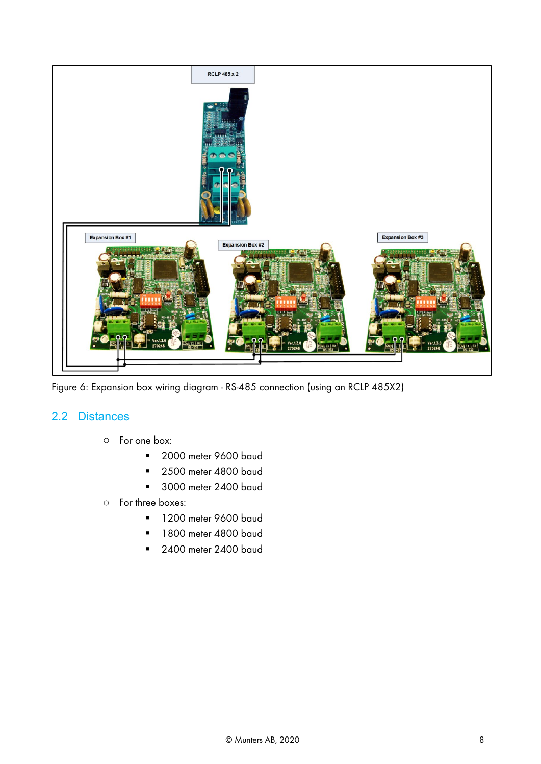Figure 6: Expansion box wiring diagram - RS-485 connection (using an RCLP 485X2)

## 2.2 Distances

- For one box:
  - 2000 meter 9600 baud
  - 2500 meter 4800 baud
  - 3000 meter 2400 baud
- For three boxes:
  - 1200 meter 9600 baud
  - 1800 meter 4800 baud
  - 2400 meter 2400 baud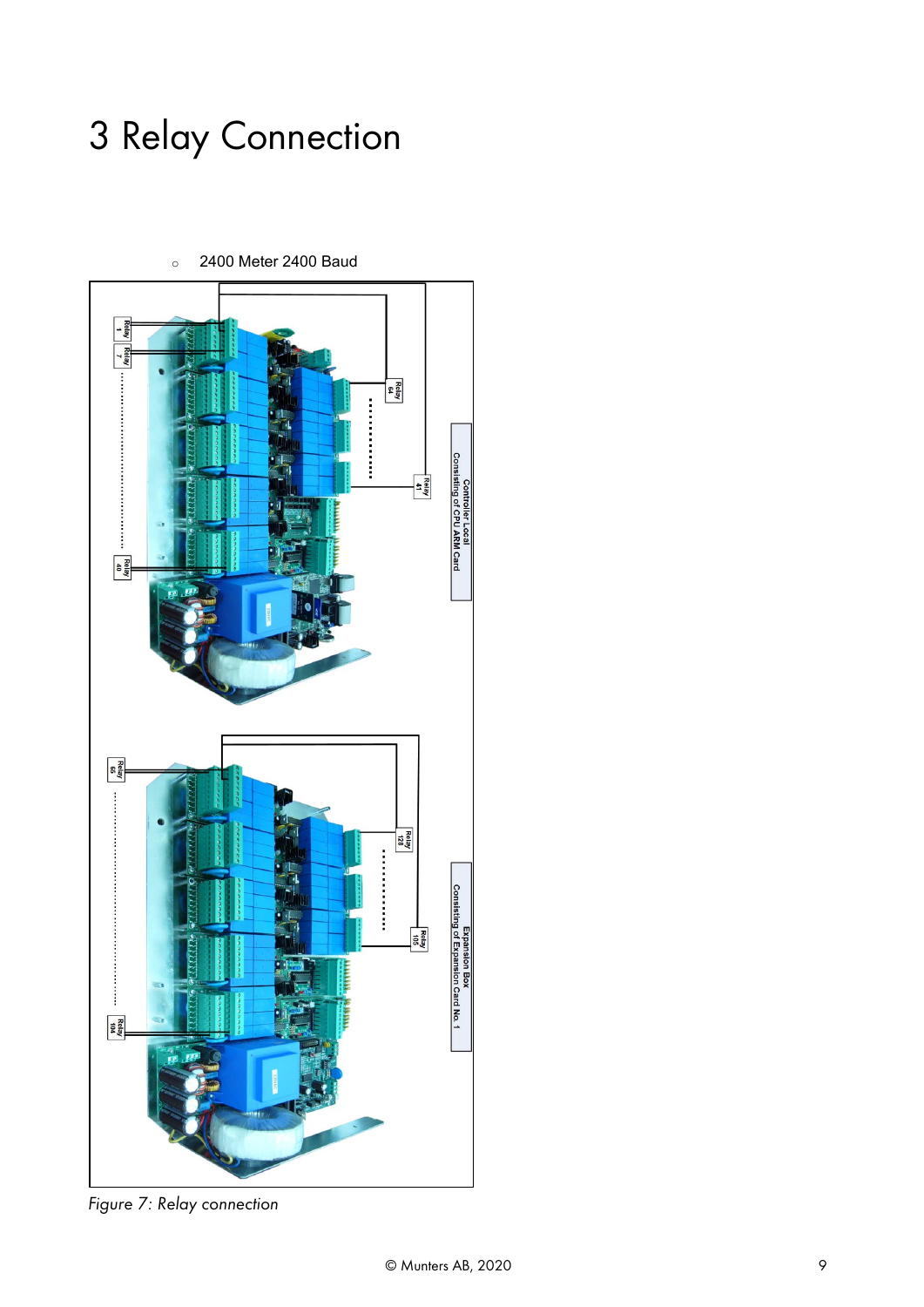# 3 Relay Connection

- 2400 Meter 2400 Baud

*Figure 7: Relay connection*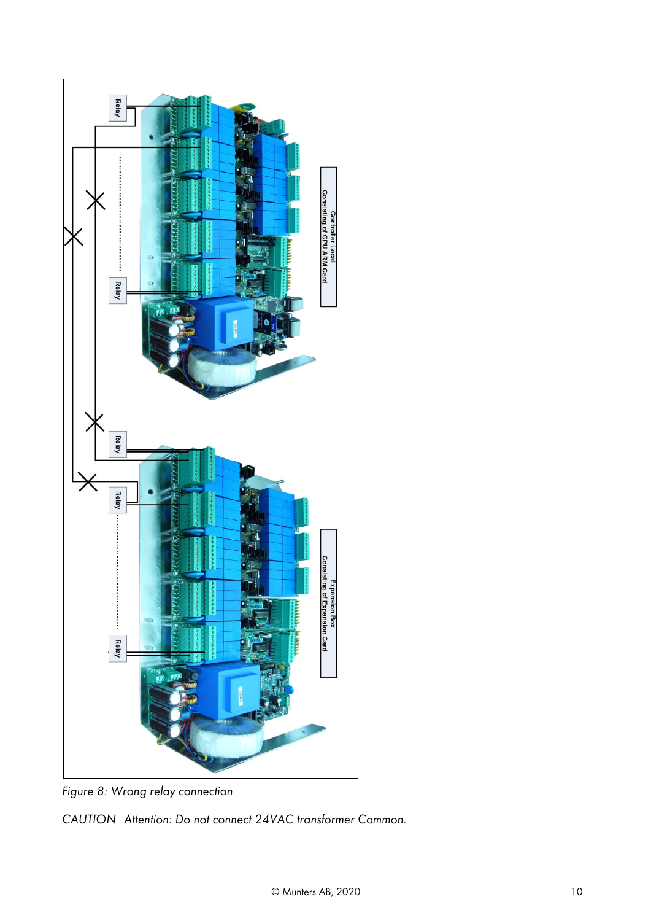*Figure 8: Wrong relay connection*

*CAUTION Attention: Do not connect 24VAC transformer Common.*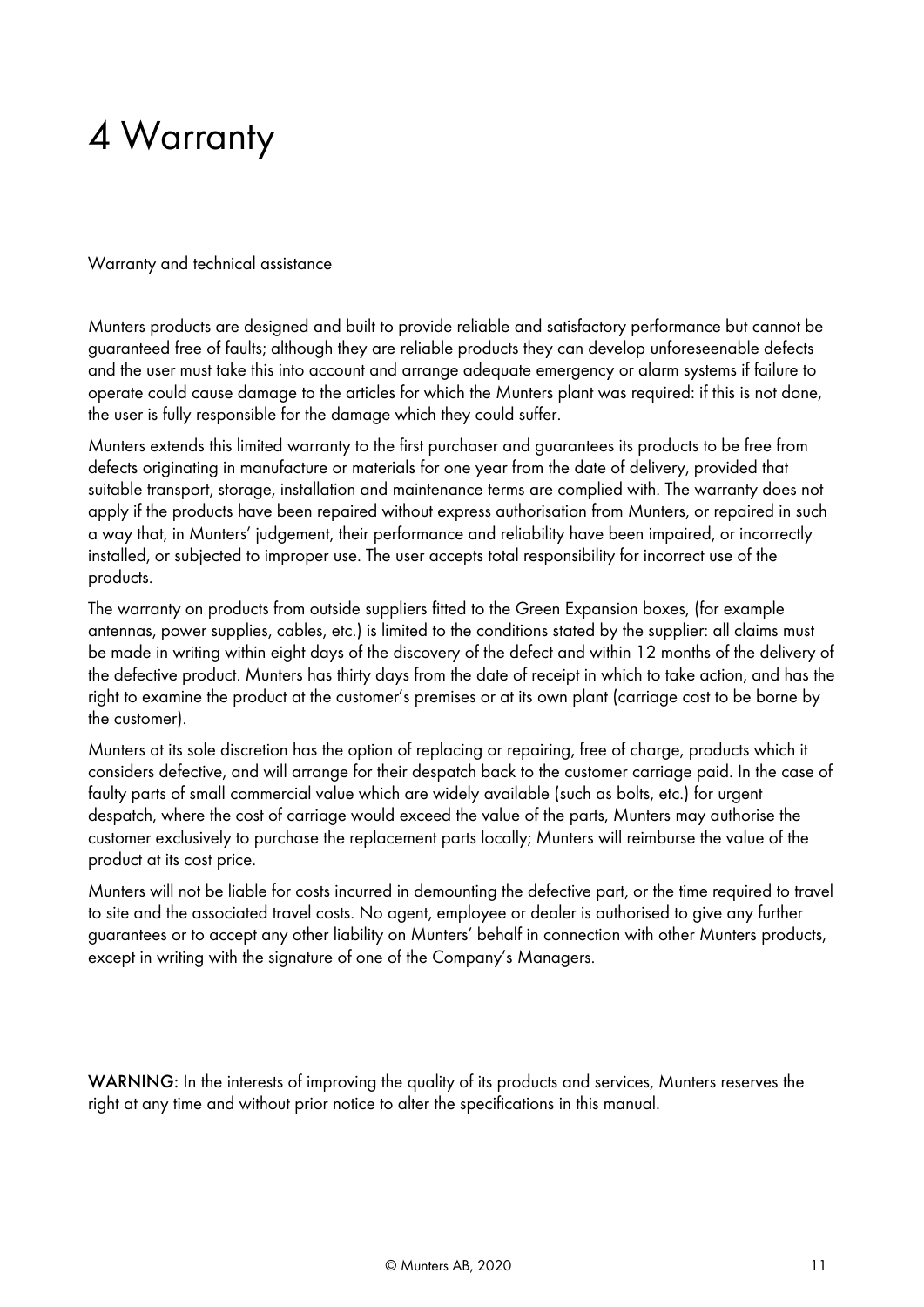# 4 Warranty

Warranty and technical assistance

Munters products are designed and built to provide reliable and satisfactory performance but cannot be guaranteed free of faults; although they are reliable products they can develop unforeseenable defects and the user must take this into account and arrange adequate emergency or alarm systems if failure to operate could cause damage to the articles for which the Munters plant was required: if this is not done, the user is fully responsible for the damage which they could suffer.

Munters extends this limited warranty to the first purchaser and guarantees its products to be free from defects originating in manufacture or materials for one year from the date of delivery, provided that suitable transport, storage, installation and maintenance terms are complied with. The warranty does not apply if the products have been repaired without express authorisation from Munters, or repaired in such a way that, in Munters' judgement, their performance and reliability have been impaired, or incorrectly installed, or subjected to improper use. The user accepts total responsibility for incorrect use of the products.

The warranty on products from outside suppliers fitted to the Green Expansion boxes, (for example antennas, power supplies, cables, etc.) is limited to the conditions stated by the supplier: all claims must be made in writing within eight days of the discovery of the defect and within 12 months of the delivery of the defective product. Munters has thirty days from the date of receipt in which to take action, and has the right to examine the product at the customer's premises or at its own plant (carriage cost to be borne by the customer).

Munters at its sole discretion has the option of replacing or repairing, free of charge, products which it considers defective, and will arrange for their despatch back to the customer carriage paid. In the case of faulty parts of small commercial value which are widely available (such as bolts, etc.) for urgent despatch, where the cost of carriage would exceed the value of the parts, Munters may authorise the customer exclusively to purchase the replacement parts locally; Munters will reimburse the value of the product at its cost price.

Munters will not be liable for costs incurred in demounting the defective part, or the time required to travel to site and the associated travel costs. No agent, employee or dealer is authorised to give any further guarantees or to accept any other liability on Munters' behalf in connection with other Munters products, except in writing with the signature of one of the Company's Managers.

**WARNING:** In the interests of improving the quality of its products and services, Munters reserves the right at any time and without prior notice to alter the specifications in this manual.

© Munters AB, 2020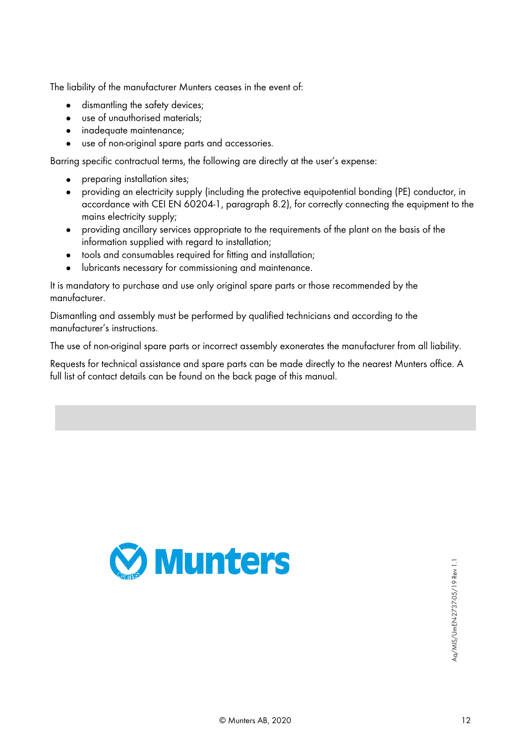The liability of the manufacturer Munters ceases in the event of:

- dismantling the safety devices;
- use of unauthorised materials;
- inadequate maintenance;
- use of non-original spare parts and accessories.

Barring specific contractual terms, the following are directly at the user's expense:

- preparing installation sites;
- providing an electricity supply (including the protective equipotential bonding (PE) conductor, in accordance with CEI EN 60204-1, paragraph 8.2), for correctly connecting the equipment to the mains electricity supply;
- providing ancillary services appropriate to the requirements of the plant on the basis of the information supplied with regard to installation;
- tools and consumables required for fitting and installation;
- lubricants necessary for commissioning and maintenance.

It is mandatory to purchase and use only original spare parts or those recommended by the manufacturer.

Dismantling and assembly must be performed by qualified technicians and according to the manufacturer's instructions.

The use of non-original spare parts or incorrect assembly exonerates the manufacturer from all liability.

Requests for technical assistance and spare parts can be made directly to the nearest Munters office. A full list of contact details can be found on the back page of this manual.

Munters

Ag/MIS/UmEN-2737-05/19 Rev 1.1

© Munters AB, 2020